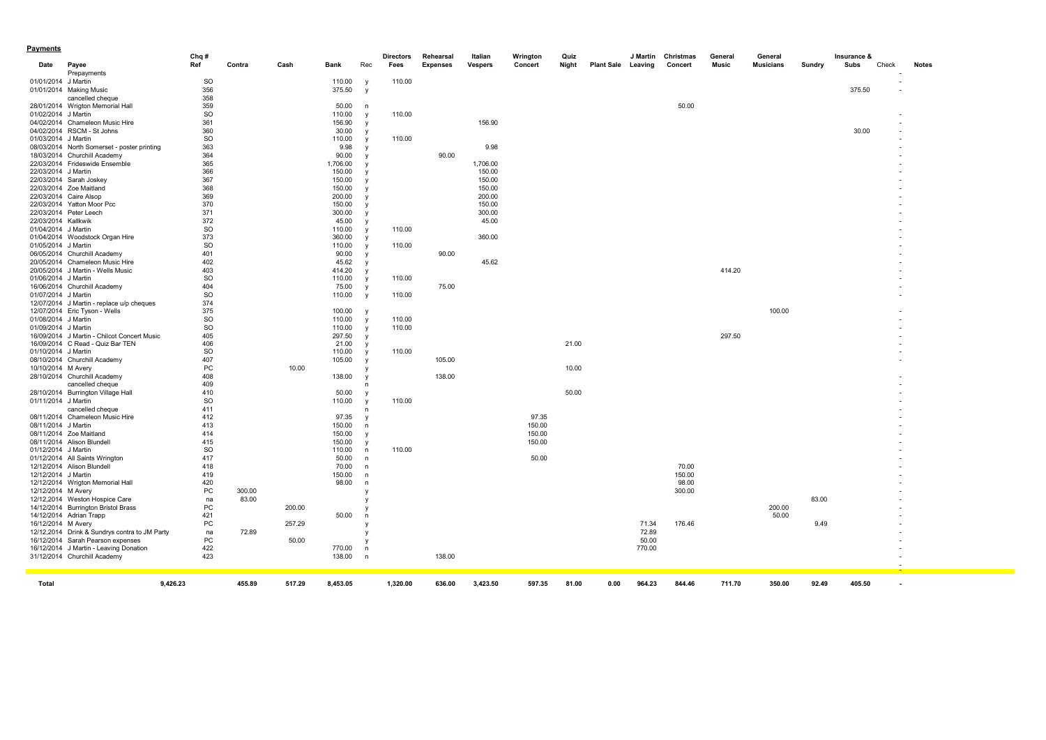**Payments**

| Date | Payee | Chq # Ref | Contra | Cash | Bank | Rec | Directors Fees | Rehearsal Expenses | Italian Vespers | Wrington Concert | Quiz Night | Plant Sale | J Martin Leaving | Christmas Concert | General Music | General Musicians | Sundry | Insurance & Subs | Check | Notes |
|---|---|---|---|---|---|---|---|---|---|---|---|---|---|---|---|---|---|---|---|---|
| | Prepayments | | | | | | | | | | | | | | | | | | - | |
| 01/01/2014 | J Martin | SO | | | 110.00 | y | 110.00 | | | | | | | | | | | | - | |
| 01/01/2014 | Making Music | 356 | | | 375.50 | y | | | | | | | | | | | | 375.50 | - | |
| | cancelled cheque | 358 | | | | | | | | | | | | | | | | | | |
| 28/01/2014 | Wrigton Memorial Hall | 359 | | | 50.00 | n | | | | | | | | 50.00 | | | | | | |
| 01/02/2014 | J Martin | SO | | | 110.00 | y | 110.00 | | | | | | | | | | | | - | |
| 04/02/2014 | Chameleon Music Hire | 361 | | | 156.90 | y | | | 156.90 | | | | | | | | | | - | |
| 04/02/2014 | RSCM - St Johns | 360 | | | 30.00 | y | | | | | | | | | | | | 30.00 | - | |
| 01/03/2014 | J Martin | SO | | | 110.00 | y | 110.00 | | | | | | | | | | | | - | |
| 08/03/2014 | North Somerset - poster printing | 363 | | | 9.98 | y | | | 9.98 | | | | | | | | | | - | |
| 18/03/2014 | Churchill Academy | 364 | | | 90.00 | y | | 90.00 | | | | | | | | | | | - | |
| 22/03/2014 | Frideswide Ensemble | 365 | | | 1,706.00 | y | | | 1,706.00 | | | | | | | | | | - | |
| 22/03/2014 | J Martin | 366 | | | 150.00 | y | | | 150.00 | | | | | | | | | | - | |
| 22/03/2014 | Sarah Joskey | 367 | | | 150.00 | y | | | 150.00 | | | | | | | | | | - | |
| 22/03/2014 | Zoe Maitland | 368 | | | 150.00 | y | | | 150.00 | | | | | | | | | | - | |
| 22/03/2014 | Caire Alsop | 369 | | | 200.00 | y | | | 200.00 | | | | | | | | | | - | |
| 22/03/2014 | Yatton Moor Pcc | 370 | | | 150.00 | y | | | 150.00 | | | | | | | | | | - | |
| 22/03/2014 | Peter Leech | 371 | | | 300.00 | y | | | 300.00 | | | | | | | | | | - | |
| 22/03/2014 | Kallkwik | 372 | | | 45.00 | y | | | 45.00 | | | | | | | | | | - | |
| 01/04/2014 | J Martin | SO | | | 110.00 | y | 110.00 | | | | | | | | | | | | - | |
| 01/04/2014 | Woodstock Organ Hire | 373 | | | 360.00 | y | | | 360.00 | | | | | | | | | | - | |
| 01/05/2014 | J Martin | SO | | | 110.00 | y | 110.00 | | | | | | | | | | | | - | |
| 06/05/2014 | Churchill Academy | 401 | | | 90.00 | y | | 90.00 | | | | | | | | | | | - | |
| 20/05/2014 | Chameleon Music Hire | 402 | | | 45.62 | y | | | 45.62 | | | | | | | | | | - | |
| 20/05/2014 | J Martin - Wells Music | 403 | | | 414.20 | y | | | | | | | | | 414.20 | | | | - | |
| 01/06/2014 | J Martin | SO | | | 110.00 | y | 110.00 | | | | | | | | | | | | - | |
| 16/06/2014 | Churchill Academy | 404 | | | 75.00 | y | | 75.00 | | | | | | | | | | | - | |
| 01/07/2014 | J Martin | SO | | | 110.00 | y | 110.00 | | | | | | | | | | | | - | |
| 12/07/2014 | J Martin - replace u/p cheques | 374 | | | | | | | | | | | | | | | | | | |
| 12/07/2014 | Eric Tyson - Wells | 375 | | | 100.00 | y | | | | | | | | | | 100.00 | | | - | |
| 01/08/2014 | J Martin | SO | | | 110.00 | y | 110.00 | | | | | | | | | | | | - | |
| 01/09/2014 | J Martin | SO | | | 110.00 | y | 110.00 | | | | | | | | | | | | - | |
| 16/09/2014 | J Martin - Chilcot Concert Music | 405 | | | 297.50 | y | | | | | | | | | 297.50 | | | | - | |
| 16/09/2014 | C Read - Quiz Bar TEN | 406 | | | 21.00 | y | | | | | 21.00 | | | | | | | | - | |
| 01/10/2014 | J Martin | SO | | | 110.00 | y | 110.00 | | | | | | | | | | | | - | |
| 08/10/2014 | Churchill Academy | 407 | | | 105.00 | y | | 105.00 | | | | | | | | | | | - | |
| 10/10/2014 | M Avery | PC | | 10.00 | | y | | | | | 10.00 | | | | | | | | | |
| 28/10/2014 | Churchill Academy | 408 | | | 138.00 | y | | 138.00 | | | | | | | | | | | - | |
| | cancelled cheque | 409 | | | | n | | | | | | | | | | | | | - | |
| 28/10/2014 | Burrington Village Hall | 410 | | | 50.00 | y | | | | | 50.00 | | | | | | | | - | |
| 01/11/2014 | J Martin | SO | | | 110.00 | y | 110.00 | | | | | | | | | | | | - | |
| | cancelled cheque | 411 | | | | n | | | | | | | | | | | | | - | |
| 08/11/2014 | Chameleon Music Hire | 412 | | | 97.35 | y | | | | 97.35 | | | | | | | | | - | |
| 08/11/2014 | J Martin | 413 | | | 150.00 | n | | | | 150.00 | | | | | | | | | - | |
| 08/11/2014 | Zoe Maitland | 414 | | | 150.00 | y | | | | 150.00 | | | | | | | | | - | |
| 08/11/2014 | Alison Blundell | 415 | | | 150.00 | y | | | | 150.00 | | | | | | | | | - | |
| 01/12/2014 | J Martin | SO | | | 110.00 | n | 110.00 | | | | | | | | | | | | - | |
| 01/12/2014 | All Saints Wrington | 417 | | | 50.00 | n | | | | 50.00 | | | | | | | | | - | |
| 12/12/2014 | Alison Blundell | 418 | | | 70.00 | n | | | | | | | | 70.00 | | | | | - | |
| 12/12/2014 | J Martin | 419 | | | 150.00 | n | | | | | | | | 150.00 | | | | | - | |
| 12/12/2014 | Wrigton Memorial Hall | 420 | | | 98.00 | n | | | | | | | | 98.00 | | | | | - | |
| 12/12/2014 | M Avery | PC | 300.00 | | | y | | | | | | | | 300.00 | | | | | - | |
| 12/12,2014 | Weston Hospice Care | na | 83.00 | | | y | | | | | | | | | | | 83.00 | | - | |
| 14/12/2014 | Burrington Bristol Brass | PC | | 200.00 | | y | | | | | | | | | | 200.00 | | | - | |
| 14/12/2014 | Adrian Trapp | 421 | | | 50.00 | n | | | | | | | | | | 50.00 | | | - | |
| 16/12/2014 | M Avery | PC | | 257.29 | | y | | | | | | | 71.34 | 176.46 | | | 9.49 | | - | |
| 12/12,2014 | Drink & Sundrys contra to JM Party | na | 72.89 | | | y | | | | | | | 72.89 | | | | | | - | |
| 16/12/2014 | Sarah Pearson expenses | PC | | 50.00 | | y | | | | | | | 50.00 | | | | | | - | |
| 16/12/2014 | J Martin - Leaving Donation | 422 | | | 770.00 | n | | | | | | | 770.00 | | | | | | - | |
| 31/12/2014 | Churchill Academy | 423 | | | 138.00 | n | | 138.00 | | | | | | | | | | | - | |
| **Total** | 9,426.23 | | 455.89 | 517.29 | 8,453.05 | | 1,320.00 | 636.00 | 3,423.50 | 597.35 | 81.00 | 0.00 | 964.23 | 844.46 | 711.70 | 350.00 | 92.49 | 405.50 | - | |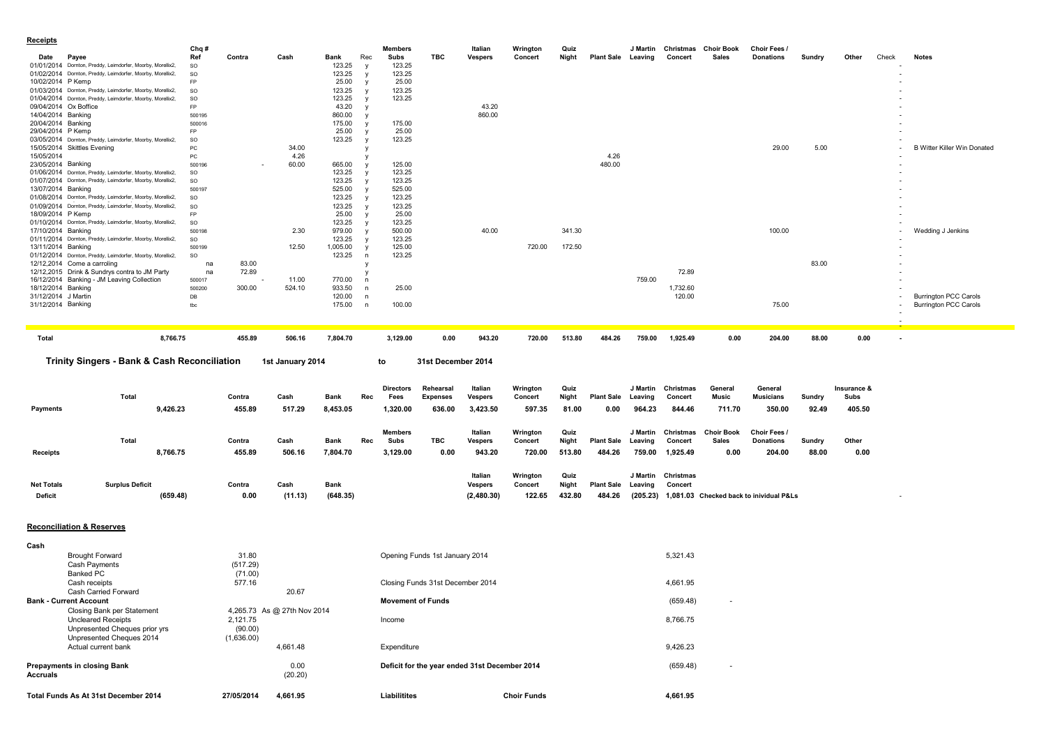**Receipts**

| Date | Payee | Chq # Ref | Contra | Cash | Bank | Rec | Members Subs | TBC | Italian Vespers | Wrington Concert | Quiz Night | Plant Sale | J Martin Leaving | Christmas Concert | Choir Book Sales | Choir Fees / Donations | Sundry | Other | Check | Notes |
|---|---|---|---|---|---|---|---|---|---|---|---|---|---|---|---|---|---|---|---|---|
| 01/01/2014 | Dornton, Preddy, Leimdorfer, Moorby, Morellix2, | SO | | | 123.25 | y | 123.25 | | | | | | | | | | | | - | |
| 01/02/2014 | Dornton, Preddy, Leimdorfer, Moorby, Morellix2, | SO | | | 123.25 | y | 123.25 | | | | | | | | | | | | - | |
| 10/02/2014 | P Kemp | FP | | | 25.00 | y | 25.00 | | | | | | | | | | | | - | |
| 01/03/2014 | Dornton, Preddy, Leimdorfer, Moorby, Morellix2, | SO | | | 123.25 | y | 123.25 | | | | | | | | | | | | - | |
| 01/04/2014 | Dornton, Preddy, Leimdorfer, Moorby, Morellix2, | SO | | | 123.25 | y | 123.25 | | | | | | | | | | | | - | |
| 09/04/2014 | Ox Boffice | FP | | | 43.20 | y | | | 43.20 | | | | | | | | | | - | |
| 14/04/2014 | Banking | 500195 | | | 860.00 | y | | | 860.00 | | | | | | | | | | - | |
| 20/04/2014 | Banking | 500016 | | | 175.00 | y | 175.00 | | | | | | | | | | | | - | |
| 29/04/2014 | P Kemp | FP | | | 25.00 | y | 25.00 | | | | | | | | | | | | - | |
| 03/05/2014 | Dornton, Preddy, Leimdorfer, Moorby, Morellix2, | SO | | | 123.25 | y | 123.25 | | | | | | | | | | | | - | |
| 15/05/2014 | Skittles Evening | PC | | 34.00 | | y | | | | | | | | | | 29.00 | 5.00 | | - | B Witter Killer Win Donated |
| 15/05/2014 | | PC | | 4.26 | | y | | | | | | 4.26 | | | | | | | - | |
| 23/05/2014 | Banking | 500196 | | - 60.00 | 665.00 | y | 125.00 | | | | | 480.00 | | | | | | | - | |
| 01/06/2014 | Dornton, Preddy, Leimdorfer, Moorby, Morellix2, | SO | | | 123.25 | y | 123.25 | | | | | | | | | | | | - | |
| 01/07/2014 | Dornton, Preddy, Leimdorfer, Moorby, Morellix2, | SO | | | 123.25 | y | 123.25 | | | | | | | | | | | | - | |
| 13/07/2014 | Banking | 500197 | | | 525.00 | y | 525.00 | | | | | | | | | | | | - | |
| 01/08/2014 | Dornton, Preddy, Leimdorfer, Moorby, Morellix2, | SO | | | 123.25 | y | 123.25 | | | | | | | | | | | | - | |
| 01/09/2014 | Dornton, Preddy, Leimdorfer, Moorby, Morellix2, | SO | | | 123.25 | y | 123.25 | | | | | | | | | | | | - | |
| 18/09/2014 | P Kemp | FP | | | 25.00 | y | 25.00 | | | | | | | | | | | | - | |
| 01/10/2014 | Dornton, Preddy, Leimdorfer, Moorby, Morellix2, | SO | | | 123.25 | y | 123.25 | | | | | | | | | | | | - | |
| 17/10/2014 | Banking | 500198 | | 2.30 | 979.00 | y | 500.00 | | 40.00 | | 341.30 | | | | | 100.00 | | | - | Wedding J Jenkins |
| 01/11/2014 | Dornton, Preddy, Leimdorfer, Moorby, Morellix2, | SO | | | 123.25 | y | 123.25 | | | | | | | | | | | | - | |
| 13/11/2014 | Banking | 500199 | | 12.50 | 1,005.00 | y | 125.00 | | | 720.00 | 172.50 | | | | | | | | - | |
| 01/12/2014 | Dornton, Preddy, Leimdorfer, Moorby, Morellix2, | SO | | | 123.25 | n | 123.25 | | | | | | | | | | | | - | |
| 12/12,2014 | Come a carroling | na | 83.00 | | | y | | | | | | | | | | | 83.00 | | - | |
| 12/12,2015 | Drink & Sundrys contra to JM Party | na | 72.89 | | | y | | | | | | | | 72.89 | | | | | - | |
| 16/12/2014 | Banking - JM Leaving Collection | 500017 | | - 11.00 | 770.00 | n | | | | | | | 759.00 | | | | | | - | |
| 18/12/2014 | Banking | 500200 | 300.00 | 524.10 | 933.50 | n | 25.00 | | | | | | | 1,732.60 | | | | | - | |
| 31/12/2014 | J Martin | DB | | | 120.00 | n | | | | | | | | 120.00 | | | | | - | Burrington PCC Carols |
| 31/12/2014 | Banking | tbc | | | 175.00 | n | 100.00 | | | | | | | | | 75.00 | | | - | Burrington PCC Carols |
| **Total** | **8,766.75** | | **455.89** | **506.16** | **7,804.70** | | **3,129.00** | **0.00** | **943.20** | **720.00** | **513.80** | **484.26** | **759.00** | **1,925.49** | **0.00** | **204.00** | **88.00** | **0.00** | - | |

## Trinity Singers - Bank & Cash Reconciliation 1st January 2014 to 31st December 2014

| | Total | Contra | Cash | Bank | Rec | Directors Fees | Rehearsal Expenses | Italian Vespers | Wrington Concert | Quiz Night | Plant Sale | J Martin Leaving | Christmas Concert | General Music | General Musicians | Sundry | Insurance & Subs |
|---|---|---|---|---|---|---|---|---|---|---|---|---|---|---|---|---|---|
| **Payments** | **9,426.23** | **455.89** | **517.29** | **8,453.05** | | **1,320.00** | **636.00** | **3,423.50** | **597.35** | **81.00** | **0.00** | **964.23** | **844.46** | **711.70** | **350.00** | **92.49** | **405.50** |

| | Total | Contra | Cash | Bank | Rec | Members Subs | TBC | Italian Vespers | Wrington Concert | Quiz Night | Plant Sale | J Martin Leaving | Christmas Concert | Choir Book Sales | Choir Fees / Donations | Sundry | Other |
|---|---|---|---|---|---|---|---|---|---|---|---|---|---|---|---|---|---|
| **Receipts** | **8,766.75** | **455.89** | **506.16** | **7,804.70** | | **3,129.00** | **0.00** | **943.20** | **720.00** | **513.80** | **484.26** | **759.00** | **1,925.49** | **0.00** | **204.00** | **88.00** | **0.00** |

| Net Totals | Surplus Deficit | Contra | Cash | Bank | Italian Vespers | Wrington Concert | Quiz Night | Plant Sale | J Martin Leaving | Christmas Concert | |
|---|---|---|---|---|---|---|---|---|---|---|---|
| **Deficit** | **(659.48)** | **0.00** | **(11.13)** | **(648.35)** | **(2,480.30)** | **122.65** | **432.80** | **484.26** | **(205.23)** | **1,081.03** | **Checked back to inividual P&Ls** |

**Reconciliation & Reserves**

| | | | | |
|---|---|---|---|---|
| **Cash** | | | | |
| Brought Forward | 31.80 | | Opening Funds 1st January 2014 | 5,321.43 |
| Cash Payments | (517.29) | | | |
| Banked PC | (71.00) | | | |
| Cash receipts | 577.16 | | Closing Funds 31st December 2014 | 4,661.95 |
| Cash Carried Forward | | 20.67 | | |
| **Bank - Current Account** | | | **Movement of Funds** | (659.48) |
| Closing Bank per Statement | 4,265.73 | As @ 27th Nov 2014 | | |
| Uncleared Receipts | 2,121.75 | | Income | 8,766.75 |
| Unpresented Cheques prior yrs | (90.00) | | | |
| Unpresented Cheques 2014 | (1,636.00) | | | |
| Actual current bank | | 4,661.48 | Expenditure | 9,426.23 |
| **Prepayments in closing Bank** | | 0.00 | **Deficit for the year ended 31st December 2014** | (659.48) |
| **Accruals** | | (20.20) | | |
| **Total Funds As At 31st December 2014** | **27/05/2014** | **4,661.95** | **Liabilitites** / **Choir Funds** | **4,661.95** |